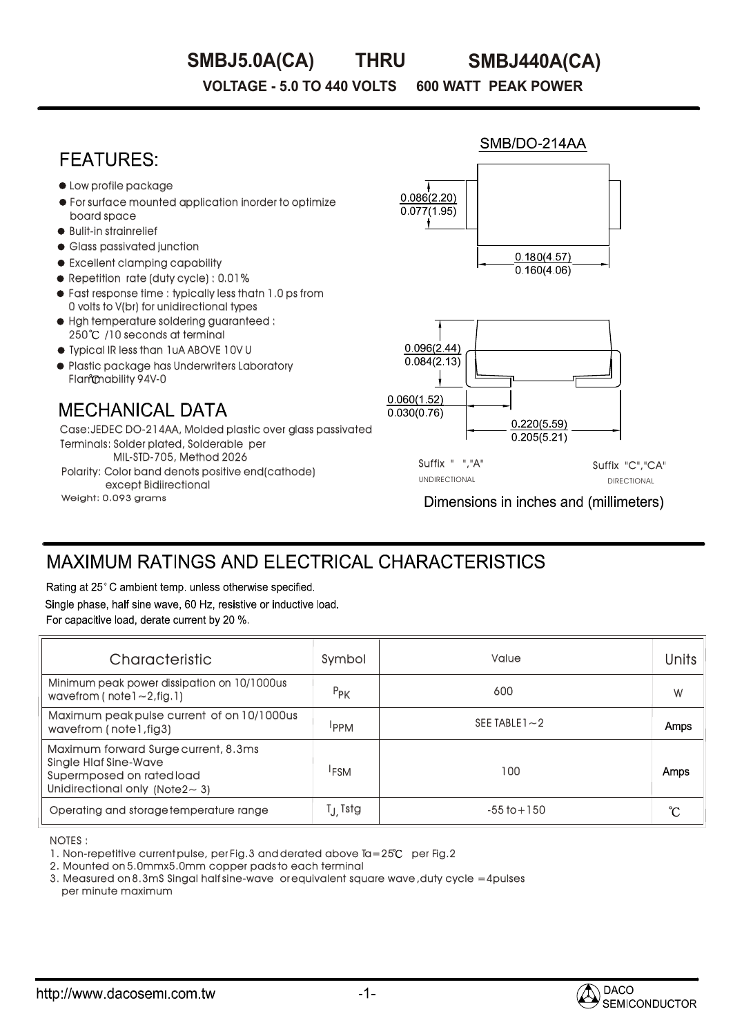# SMBJ5.0A(CA) THRU SMBJ440A(CA)

**VOLTAGE - 5.0 TO 440 VOLTS 600 WATT PEAK POWER**

## FEATURES:

- Low profile package
- For surface mounted application inorder to optimize board space
- Bulit-in strainrelief
- Glass passivated junction
- Excellent clamping capability
- Repetition rate (duty cycle) : 0.01%
- Fast response time : typically less thatn 1.0 ps from 0 volts to V(br) for unidirectional types
- Hgh temperature soldering guaranteed : 250℃ /10 seconds at terminal
- Typical IR less than 1uA ABOVE 10V U
- Plastic package has Underwriters Laboratory Flammability 94V-0

## MECHANICAL DATA

Case:JEDEC DO-214AA, Molded plastic over glass passivated
Terminals: Solder plated, Solderable per MIL-STD-705, Method 2026
Polarity: Color band denots positive end(cathode) except Bidiirectional
Weight: 0.093 grams

SMB/DO-214AA

0.086(2.20)
0.077(1.95)

0.180(4.57)
0.160(4.06)

0.096(2.44)
0.084(2.13)

0.060(1.52)
0.030(0.76)

0.220(5.59)
0.205(5.21)

Suffix " ","A" UNIDIRECTIONAL

Suffix "C","CA" DIRECTIONAL

Dimensions in inches and (millimeters)

## MAXIMUM RATINGS AND ELECTRICAL CHARACTERISTICS

Rating at 25° C ambient temp. unless otherwise specified.
Single phase, half sine wave, 60 Hz, resistive or inductive load.
For capacitive load, derate current by 20 %.

| Characteristic | Symbol | Value | Units |
|---|---|---|---|
| Minimum peak power dissipation on 10/1000us wavefrom ( note1~2,fig.1) | $P_{PK}$ | 600 | W |
| Maximum peak pulse current of on 10/1000us wavefrom ( note1,fig3) | $I_{PPM}$ | SEE TABLE1~2 | Amps |
| Maximum forward Surge current, 8.3ms Single Hlaf Sine-Wave Supermposed on rated load Unidirectional only (Note2~ 3) | $I_{FSM}$ | 100 | Amps |
| Operating and storage temperature range | $T_J$, Tstg | -55 to+150 | ℃ |

NOTES :

1. Non-repetitive current pulse, per Fig.3 and derated above Ta=25℃ per Fig.2
2. Mounted on 5.0mmx5.0mm copper pads to each terminal
3. Measured on 8.3mS Singal half sine-wave or equivalent square wave ,duty cycle =4pulses per minute maximum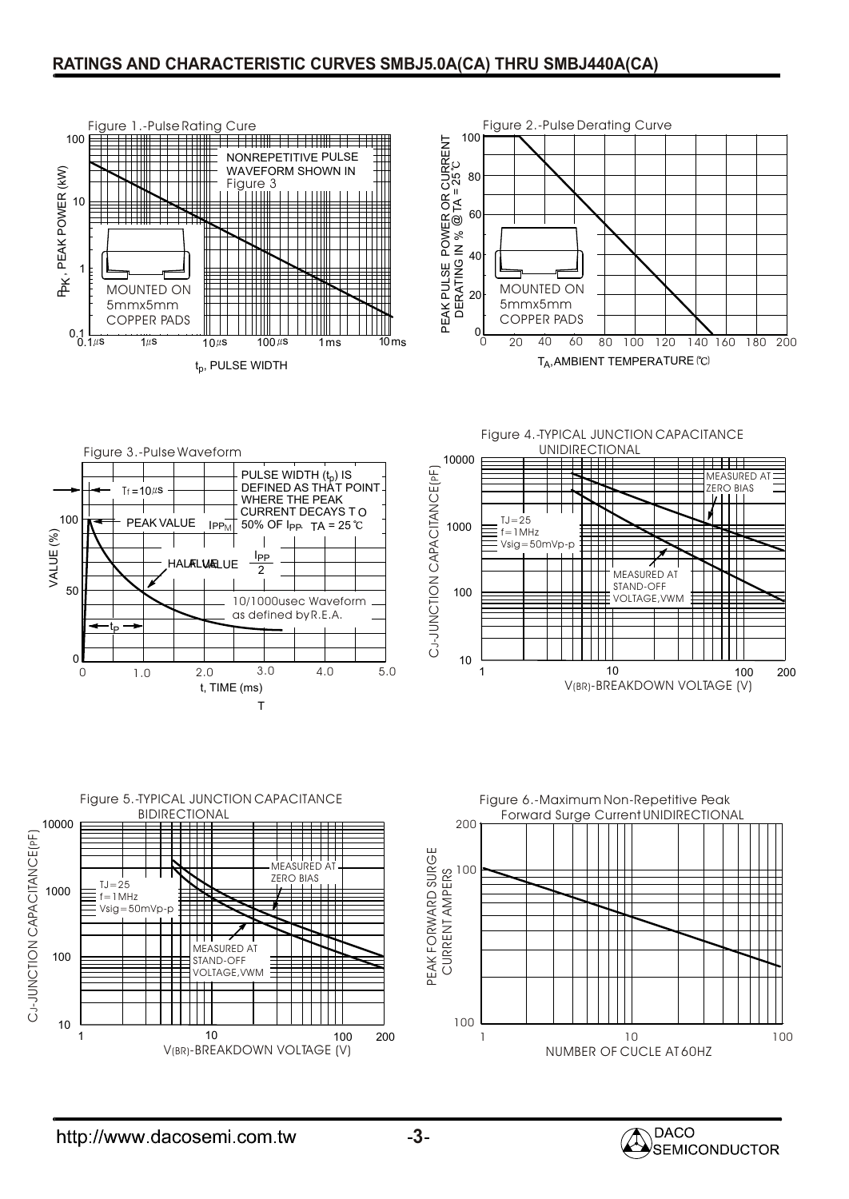## RATINGS AND CHARACTERISTIC CURVES SMBJ5.0A(CA) THRU SMBJ440A(CA)

Figure 1.-Pulse Rating Cure

$P_{PK}$, PEAK POWER (kW)

NONREPETITIVE PULSE WAVEFORM SHOWN IN Figure 3

MOUNTED ON 5mmx5mm COPPER PADS

$t_p$, PULSE WIDTH

Figure 2.-Pulse Derating Curve

PEAK PULSE POWER OR CURRENT DERATING IN % @ TA = 25℃

MOUNTED ON 5mmx5mm COPPER PADS

$T_A$, AMBIENT TEMPERATURE (℃)

Figure 3.-Pulse Waveform

VALUE (%)

Tf = 10μs

PEAK VALUE $I_{PPM}$

PULSE WIDTH ($t_p$) IS DEFINED AS THAT POINT WHERE THE PEAK CURRENT DECAYS TO 50% OF $I_{PP}$. TA = 25℃

HALF VALUE $\frac{I_{PP}}{2}$

10/1000usec Waveform as defined by R.E.A.

$t_P$

t, TIME (ms)

Figure 4.-TYPICAL JUNCTION CAPACITANCE UNIDIRECTIONAL

CJ-JUNCTION CAPACITANCE(pF)

TJ=25
f=1MHz
Vsig=50mVp-p

MEASURED AT ZERO BIAS

MEASURED AT STAND-OFF VOLTAGE,VWM

V(BR)-BREAKDOWN VOLTAGE (V)

Figure 5.-TYPICAL JUNCTION CAPACITANCE BIDIRECTIONAL

CJ-JUNCTION CAPACITANCE(pF)

TJ=25
f=1MHz
Vsig=50mVp-p

MEASURED AT ZERO BIAS

MEASURED AT STAND-OFF VOLTAGE,VWM

V(BR)-BREAKDOWN VOLTAGE (V)

Figure 6.-Maximum Non-Repetitive Peak Forward Surge Current UNIDIRECTIONAL

PEAK FORWARD SURGE CURRENT AMPERS

NUMBER OF CUCLE AT 60HZ

http://www.dacosemi.com.tw

DACO SEMICONDUCTOR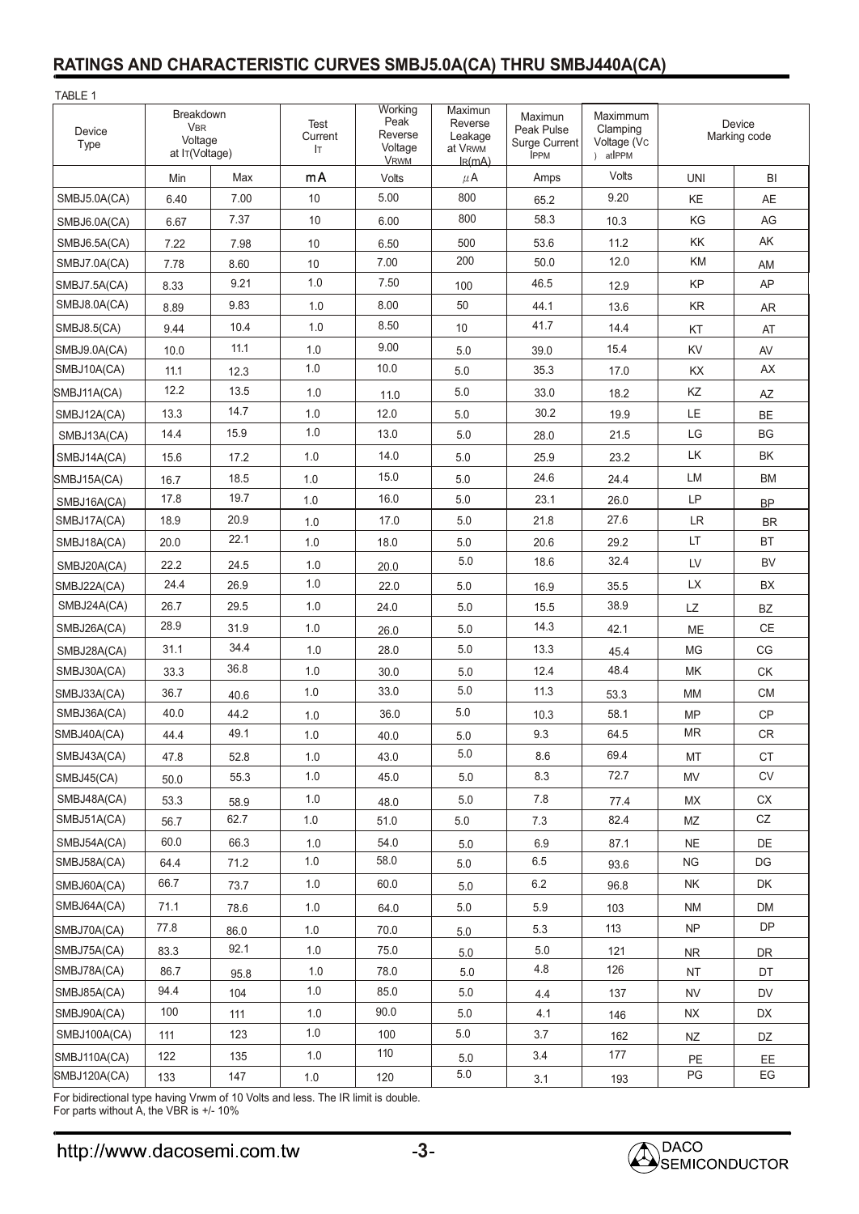## RATINGS AND CHARACTERISTIC CURVES SMBJ5.0A(CA) THRU SMBJ440A(CA)

TABLE 1

| Device Type | Breakdown $V_{BR}$ Voltage at $I_T$(Voltage) | | Test Current $I_T$ | Working Peak Reverse Voltage $V_{RWM}$ | Maximun Reverse Leakage at $V_{RWM}$ $I_R$(mA) | Maximun Peak Pulse Surge Current $I_{PPM}$ | Maximmum Clamping Voltage ($V_C$) at $I_{PPM}$ | Device Marking code | |
|---|---|---|---|---|---|---|---|---|---|
| | Min | Max | mA | Volts | μA | Amps | Volts | UNI | BI |
| SMBJ5.0A(CA) | 6.40 | 7.00 | 10 | 5.00 | 800 | 65.2 | 9.20 | KE | AE |
| SMBJ6.0A(CA) | 6.67 | 7.37 | 10 | 6.00 | 800 | 58.3 | 10.3 | KG | AG |
| SMBJ6.5A(CA) | 7.22 | 7.98 | 10 | 6.50 | 500 | 53.6 | 11.2 | KK | AK |
| SMBJ7.0A(CA) | 7.78 | 8.60 | 10 | 7.00 | 200 | 50.0 | 12.0 | KM | AM |
| SMBJ7.5A(CA) | 8.33 | 9.21 | 1.0 | 7.50 | 100 | 46.5 | 12.9 | KP | AP |
| SMBJ8.0A(CA) | 8.89 | 9.83 | 1.0 | 8.00 | 50 | 44.1 | 13.6 | KR | AR |
| SMBJ8.5(CA) | 9.44 | 10.4 | 1.0 | 8.50 | 10 | 41.7 | 14.4 | KT | AT |
| SMBJ9.0A(CA) | 10.0 | 11.1 | 1.0 | 9.00 | 5.0 | 39.0 | 15.4 | KV | AV |
| SMBJ10A(CA) | 11.1 | 12.3 | 1.0 | 10.0 | 5.0 | 35.3 | 17.0 | KX | AX |
| SMBJ11A(CA) | 12.2 | 13.5 | 1.0 | 11.0 | 5.0 | 33.0 | 18.2 | KZ | AZ |
| SMBJ12A(CA) | 13.3 | 14.7 | 1.0 | 12.0 | 5.0 | 30.2 | 19.9 | LE | BE |
| SMBJ13A(CA) | 14.4 | 15.9 | 1.0 | 13.0 | 5.0 | 28.0 | 21.5 | LG | BG |
| SMBJ14A(CA) | 15.6 | 17.2 | 1.0 | 14.0 | 5.0 | 25.9 | 23.2 | LK | BK |
| SMBJ15A(CA) | 16.7 | 18.5 | 1.0 | 15.0 | 5.0 | 24.6 | 24.4 | LM | BM |
| SMBJ16A(CA) | 17.8 | 19.7 | 1.0 | 16.0 | 5.0 | 23.1 | 26.0 | LP | BP |
| SMBJ17A(CA) | 18.9 | 20.9 | 1.0 | 17.0 | 5.0 | 21.8 | 27.6 | LR | BR |
| SMBJ18A(CA) | 20.0 | 22.1 | 1.0 | 18.0 | 5.0 | 20.6 | 29.2 | LT | BT |
| SMBJ20A(CA) | 22.2 | 24.5 | 1.0 | 20.0 | 5.0 | 18.6 | 32.4 | LV | BV |
| SMBJ22A(CA) | 24.4 | 26.9 | 1.0 | 22.0 | 5.0 | 16.9 | 35.5 | LX | BX |
| SMBJ24A(CA) | 26.7 | 29.5 | 1.0 | 24.0 | 5.0 | 15.5 | 38.9 | LZ | BZ |
| SMBJ26A(CA) | 28.9 | 31.9 | 1.0 | 26.0 | 5.0 | 14.3 | 42.1 | ME | CE |
| SMBJ28A(CA) | 31.1 | 34.4 | 1.0 | 28.0 | 5.0 | 13.3 | 45.4 | MG | CG |
| SMBJ30A(CA) | 33.3 | 36.8 | 1.0 | 30.0 | 5.0 | 12.4 | 48.4 | MK | CK |
| SMBJ33A(CA) | 36.7 | 40.6 | 1.0 | 33.0 | 5.0 | 11.3 | 53.3 | MM | CM |
| SMBJ36A(CA) | 40.0 | 44.2 | 1.0 | 36.0 | 5.0 | 10.3 | 58.1 | MP | CP |
| SMBJ40A(CA) | 44.4 | 49.1 | 1.0 | 40.0 | 5.0 | 9.3 | 64.5 | MR | CR |
| SMBJ43A(CA) | 47.8 | 52.8 | 1.0 | 43.0 | 5.0 | 8.6 | 69.4 | MT | CT |
| SMBJ45(CA) | 50.0 | 55.3 | 1.0 | 45.0 | 5.0 | 8.3 | 72.7 | MV | CV |
| SMBJ48A(CA) | 53.3 | 58.9 | 1.0 | 48.0 | 5.0 | 7.8 | 77.4 | MX | CX |
| SMBJ51A(CA) | 56.7 | 62.7 | 1.0 | 51.0 | 5.0 | 7.3 | 82.4 | MZ | CZ |
| SMBJ54A(CA) | 60.0 | 66.3 | 1.0 | 54.0 | 5.0 | 6.9 | 87.1 | NE | DE |
| SMBJ58A(CA) | 64.4 | 71.2 | 1.0 | 58.0 | 5.0 | 6.5 | 93.6 | NG | DG |
| SMBJ60A(CA) | 66.7 | 73.7 | 1.0 | 60.0 | 5.0 | 6.2 | 96.8 | NK | DK |
| SMBJ64A(CA) | 71.1 | 78.6 | 1.0 | 64.0 | 5.0 | 5.9 | 103 | NM | DM |
| SMBJ70A(CA) | 77.8 | 86.0 | 1.0 | 70.0 | 5.0 | 5.3 | 113 | NP | DP |
| SMBJ75A(CA) | 83.3 | 92.1 | 1.0 | 75.0 | 5.0 | 5.0 | 121 | NR | DR |
| SMBJ78A(CA) | 86.7 | 95.8 | 1.0 | 78.0 | 5.0 | 4.8 | 126 | NT | DT |
| SMBJ85A(CA) | 94.4 | 104 | 1.0 | 85.0 | 5.0 | 4.4 | 137 | NV | DV |
| SMBJ90A(CA) | 100 | 111 | 1.0 | 90.0 | 5.0 | 4.1 | 146 | NX | DX |
| SMBJ100A(CA) | 111 | 123 | 1.0 | 100 | 5.0 | 3.7 | 162 | NZ | DZ |
| SMBJ110A(CA) | 122 | 135 | 1.0 | 110 | 5.0 | 3.4 | 177 | PE | EE |
| SMBJ120A(CA) | 133 | 147 | 1.0 | 120 | 5.0 | 3.1 | 193 | PG | EG |

For bidirectional type having Vrwm of 10 Volts and less. The IR limit is double.
For parts without A, the VBR is +/- 10%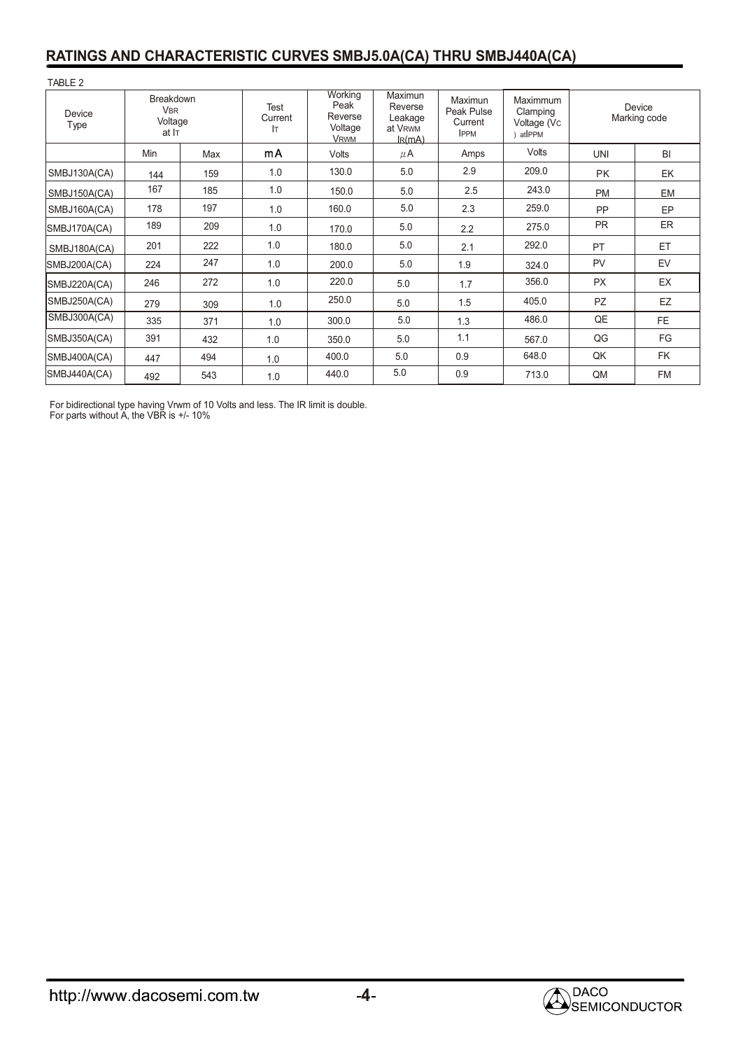## RATINGS AND CHARACTERISTIC CURVES SMBJ5.0A(CA) THRU SMBJ440A(CA)

TABLE 2

| Device Type | Breakdown $V_{BR}$ Voltage at $I_T$ | | Test Current $I_T$ | Working Peak Reverse Voltage $V_{RWM}$ | Maximun Reverse Leakage at $V_{RWM}$ $I_R$(mA) | Maximun Peak Pulse Current $I_{PPM}$ | Maximmum Clamping Voltage ($V_C$) at $I_{PPM}$ | Device Marking code | |
|---|---|---|---|---|---|---|---|---|---|
| | Min | Max | mA | Volts | μA | Amps | Volts | UNI | BI |
| SMBJ130A(CA) | 144 | 159 | 1.0 | 130.0 | 5.0 | 2.9 | 209.0 | PK | EK |
| SMBJ150A(CA) | 167 | 185 | 1.0 | 150.0 | 5.0 | 2.5 | 243.0 | PM | EM |
| SMBJ160A(CA) | 178 | 197 | 1.0 | 160.0 | 5.0 | 2.3 | 259.0 | PP | EP |
| SMBJ170A(CA) | 189 | 209 | 1.0 | 170.0 | 5.0 | 2.2 | 275.0 | PR | ER |
| SMBJ180A(CA) | 201 | 222 | 1.0 | 180.0 | 5.0 | 2.1 | 292.0 | PT | ET |
| SMBJ200A(CA) | 224 | 247 | 1.0 | 200.0 | 5.0 | 1.9 | 324.0 | PV | EV |
| SMBJ220A(CA) | 246 | 272 | 1.0 | 220.0 | 5.0 | 1.7 | 356.0 | PX | EX |
| SMBJ250A(CA) | 279 | 309 | 1.0 | 250.0 | 5.0 | 1.5 | 405.0 | PZ | EZ |
| SMBJ300A(CA) | 335 | 371 | 1.0 | 300.0 | 5.0 | 1.3 | 486.0 | QE | FE |
| SMBJ350A(CA) | 391 | 432 | 1.0 | 350.0 | 5.0 | 1.1 | 567.0 | QG | FG |
| SMBJ400A(CA) | 447 | 494 | 1.0 | 400.0 | 5.0 | 0.9 | 648.0 | QK | FK |
| SMBJ440A(CA) | 492 | 543 | 1.0 | 440.0 | 5.0 | 0.9 | 713.0 | QM | FM |

For bidirectional type having Vrwm of 10 Volts and less. The IR limit is double.
For parts without A, the VBR is +/- 10%